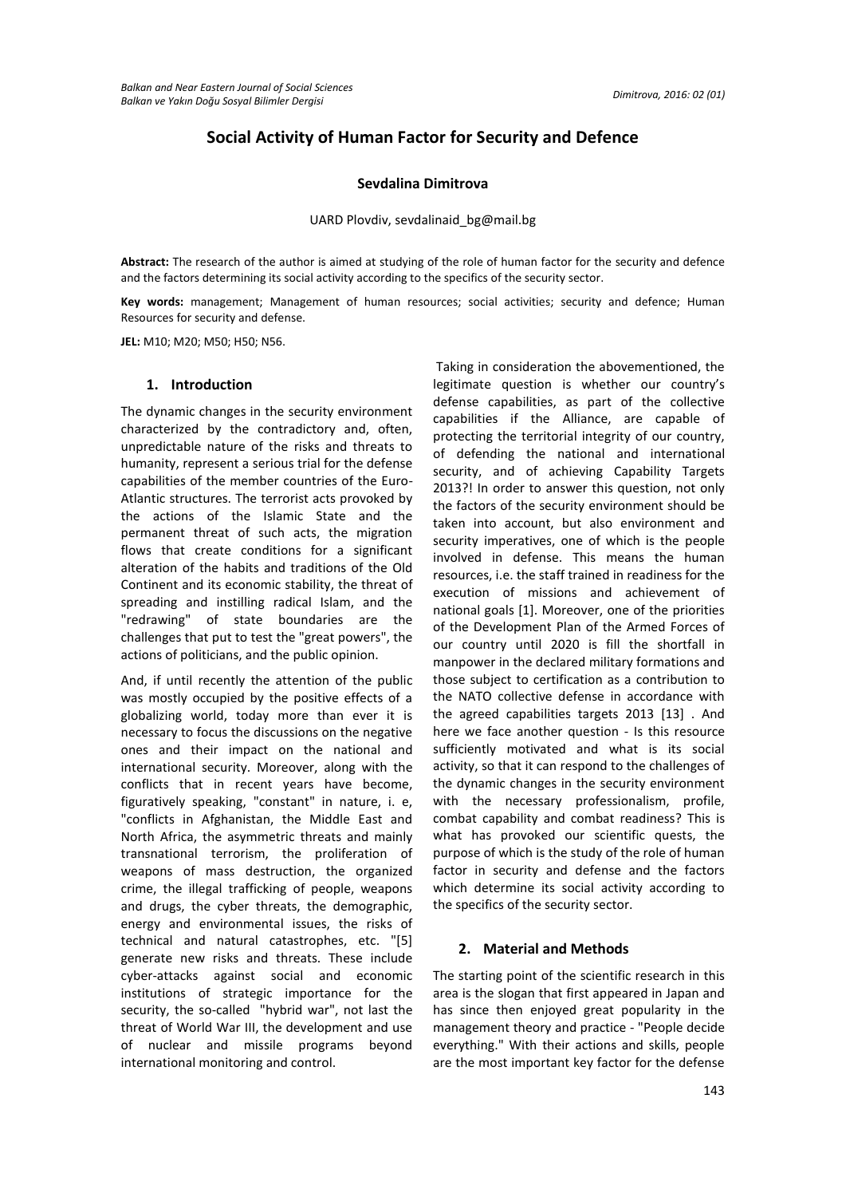# Social Activity of Human Factor for Security and Defence

**Sevdalina Dimitrova**

UARD Plovdiv, sevdalinaid_bg@mail.bg

**Abstract:** The research of the author is aimed at studying of the role of human factor for the security and defence and the factors determining its social activity according to the specifics of the security sector.

**Key words:** management; Management of human resources; social activities; security and defence; Human Resources for security and defense.

**JEL:** M10; M20; M50; H50; N56.

## 1. Introduction

The dynamic changes in the security environment characterized by the contradictory and, often, unpredictable nature of the risks and threats to humanity, represent a serious trial for the defense capabilities of the member countries of the Euro-Atlantic structures. The terrorist acts provoked by the actions of the Islamic State and the permanent threat of such acts, the migration flows that create conditions for a significant alteration of the habits and traditions of the Old Continent and its economic stability, the threat of spreading and instilling radical Islam, and the "redrawing" of state boundaries are the challenges that put to test the "great powers", the actions of politicians, and the public opinion.

And, if until recently the attention of the public was mostly occupied by the positive effects of a globalizing world, today more than ever it is necessary to focus the discussions on the negative ones and their impact on the national and international security. Moreover, along with the conflicts that in recent years have become, figuratively speaking, "constant" in nature, i. e, "conflicts in Afghanistan, the Middle East and North Africa, the asymmetric threats and mainly transnational terrorism, the proliferation of weapons of mass destruction, the organized crime, the illegal trafficking of people, weapons and drugs, the cyber threats, the demographic, energy and environmental issues, the risks of technical and natural catastrophes, etc. "[5] generate new risks and threats. These include cyber-attacks against social and economic institutions of strategic importance for the security, the so-called "hybrid war", not last the threat of World War III, the development and use of nuclear and missile programs beyond international monitoring and control.

Taking in consideration the abovementioned, the legitimate question is whether our country's defense capabilities, as part of the collective capabilities if the Alliance, are capable of protecting the territorial integrity of our country, of defending the national and international security, and of achieving Capability Targets 2013?! In order to answer this question, not only the factors of the security environment should be taken into account, but also environment and security imperatives, one of which is the people involved in defense. This means the human resources, i.e. the staff trained in readiness for the execution of missions and achievement of national goals [1]. Moreover, one of the priorities of the Development Plan of the Armed Forces of our country until 2020 is fill the shortfall in manpower in the declared military formations and those subject to certification as a contribution to the NATO collective defense in accordance with the agreed capabilities targets 2013 [13] . And here we face another question - Is this resource sufficiently motivated and what is its social activity, so that it can respond to the challenges of the dynamic changes in the security environment with the necessary professionalism, profile, combat capability and combat readiness? This is what has provoked our scientific quests, the purpose of which is the study of the role of human factor in security and defense and the factors which determine its social activity according to the specifics of the security sector.

## 2. Material and Methods

The starting point of the scientific research in this area is the slogan that first appeared in Japan and has since then enjoyed great popularity in the management theory and practice - "People decide everything." With their actions and skills, people are the most important key factor for the defense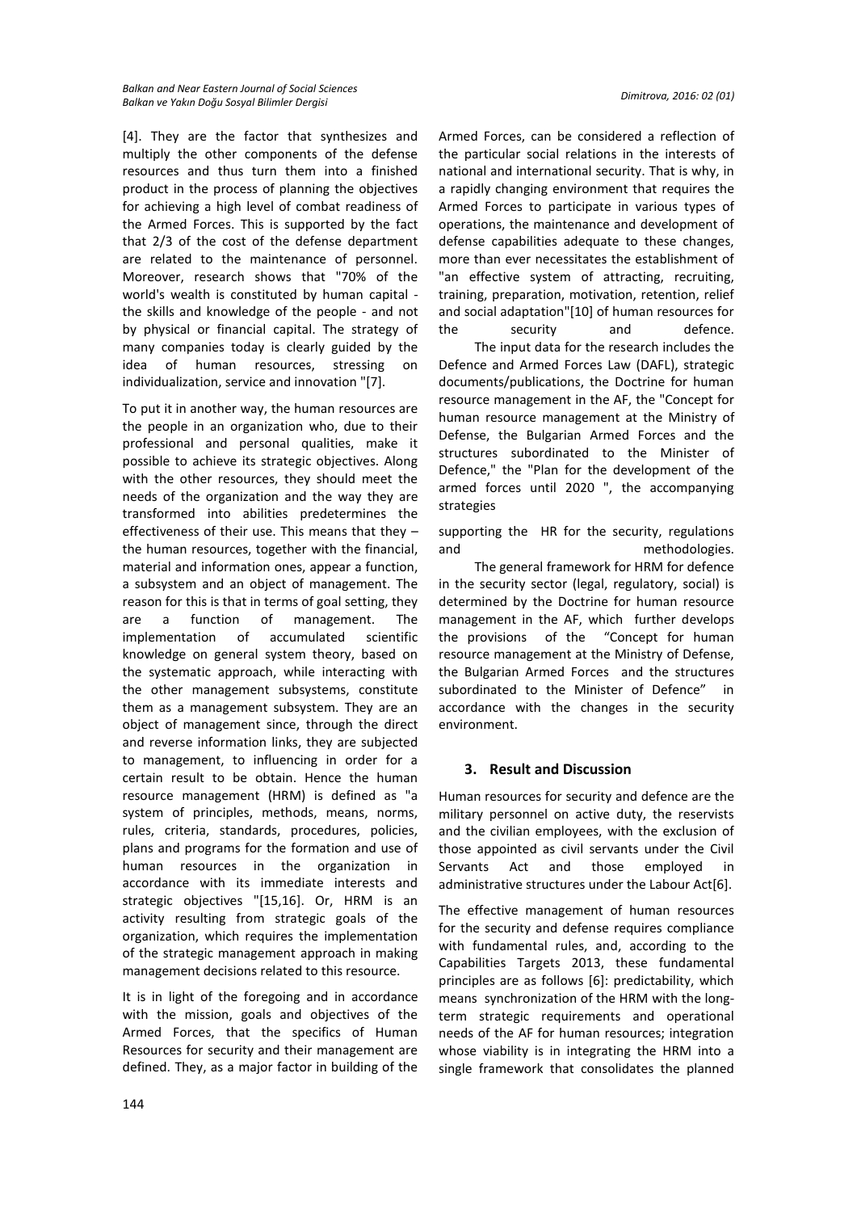[4]. They are the factor that synthesizes and multiply the other components of the defense resources and thus turn them into a finished product in the process of planning the objectives for achieving a high level of combat readiness of the Armed Forces. This is supported by the fact that 2/3 of the cost of the defense department are related to the maintenance of personnel. Moreover, research shows that "70% of the world's wealth is constituted by human capital - the skills and knowledge of the people - and not by physical or financial capital. The strategy of many companies today is clearly guided by the idea of human resources, stressing on individualization, service and innovation "[7].

To put it in another way, the human resources are the people in an organization who, due to their professional and personal qualities, make it possible to achieve its strategic objectives. Along with the other resources, they should meet the needs of the organization and the way they are transformed into abilities predetermines the effectiveness of their use. This means that they – the human resources, together with the financial, material and information ones, appear a function, a subsystem and an object of management. The reason for this is that in terms of goal setting, they are a function of management. The implementation of accumulated scientific knowledge on general system theory, based on the systematic approach, while interacting with the other management subsystems, constitute them as a management subsystem. They are an object of management since, through the direct and reverse information links, they are subjected to management, to influencing in order for a certain result to be obtain. Hence the human resource management (HRM) is defined as "a system of principles, methods, means, norms, rules, criteria, standards, procedures, policies, plans and programs for the formation and use of human resources in the organization in accordance with its immediate interests and strategic objectives "[15,16]. Or, HRM is an activity resulting from strategic goals of the organization, which requires the implementation of the strategic management approach in making management decisions related to this resource.

It is in light of the foregoing and in accordance with the mission, goals and objectives of the Armed Forces, that the specifics of Human Resources for security and their management are defined. They, as a major factor in building of the Armed Forces, can be considered a reflection of the particular social relations in the interests of national and international security. That is why, in a rapidly changing environment that requires the Armed Forces to participate in various types of operations, the maintenance and development of defense capabilities adequate to these changes, more than ever necessitates the establishment of "an effective system of attracting, recruiting, training, preparation, motivation, retention, relief and social adaptation"[10] of human resources for the security and defence.

The input data for the research includes the Defence and Armed Forces Law (DAFL), strategic documents/publications, the Doctrine for human resource management in the AF, the "Concept for human resource management at the Ministry of Defense, the Bulgarian Armed Forces and the structures subordinated to the Minister of Defence," the "Plan for the development of the armed forces until 2020 ", the accompanying strategies supporting the HR for the security, regulations and methodologies.

The general framework for HRM for defence in the security sector (legal, regulatory, social) is determined by the Doctrine for human resource management in the AF, which further develops the provisions of the "Concept for human resource management at the Ministry of Defense, the Bulgarian Armed Forces and the structures subordinated to the Minister of Defence" in accordance with the changes in the security environment.

## 3. Result and Discussion

Human resources for security and defence are the military personnel on active duty, the reservists and the civilian employees, with the exclusion of those appointed as civil servants under the Civil Servants Act and those employed in administrative structures under the Labour Act[6].

The effective management of human resources for the security and defense requires compliance with fundamental rules, and, according to the Capabilities Targets 2013, these fundamental principles are as follows [6]: predictability, which means synchronization of the HRM with the long-term strategic requirements and operational needs of the AF for human resources; integration whose viability is in integrating the HRM into a single framework that consolidates the planned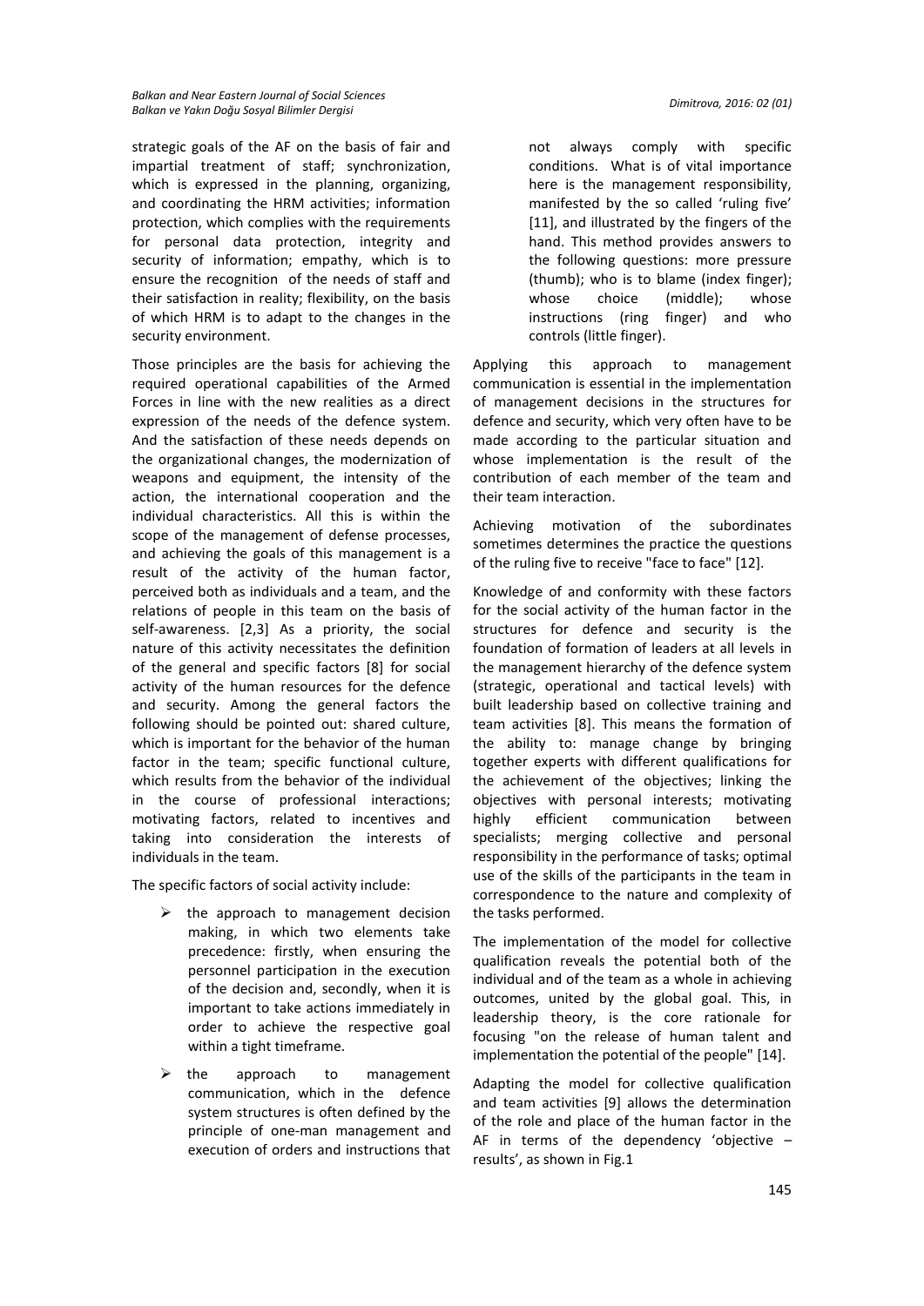strategic goals of the AF on the basis of fair and impartial treatment of staff; synchronization, which is expressed in the planning, organizing, and coordinating the HRM activities; information protection, which complies with the requirements for personal data protection, integrity and security of information; empathy, which is to ensure the recognition of the needs of staff and their satisfaction in reality; flexibility, on the basis of which HRM is to adapt to the changes in the security environment.

Those principles are the basis for achieving the required operational capabilities of the Armed Forces in line with the new realities as a direct expression of the needs of the defence system. And the satisfaction of these needs depends on the organizational changes, the modernization of weapons and equipment, the intensity of the action, the international cooperation and the individual characteristics. All this is within the scope of the management of defense processes, and achieving the goals of this management is a result of the activity of the human factor, perceived both as individuals and a team, and the relations of people in this team on the basis of self-awareness. [2,3] As a priority, the social nature of this activity necessitates the definition of the general and specific factors [8] for social activity of the human resources for the defence and security. Among the general factors the following should be pointed out: shared culture, which is important for the behavior of the human factor in the team; specific functional culture, which results from the behavior of the individual in the course of professional interactions; motivating factors, related to incentives and taking into consideration the interests of individuals in the team.

The specific factors of social activity include:

- the approach to management decision making, in which two elements take precedence: firstly, when ensuring the personnel participation in the execution of the decision and, secondly, when it is important to take actions immediately in order to achieve the respective goal within a tight timeframe.
- the approach to management communication, which in the defence system structures is often defined by the principle of one-man management and execution of orders and instructions that not always comply with specific conditions. What is of vital importance here is the management responsibility, manifested by the so called 'ruling five' [11], and illustrated by the fingers of the hand. This method provides answers to the following questions: more pressure (thumb); who is to blame (index finger); whose choice (middle); whose instructions (ring finger) and who controls (little finger).

Applying this approach to management communication is essential in the implementation of management decisions in the structures for defence and security, which very often have to be made according to the particular situation and whose implementation is the result of the contribution of each member of the team and their team interaction.

Achieving motivation of the subordinates sometimes determines the practice the questions of the ruling five to receive "face to face" [12].

Knowledge of and conformity with these factors for the social activity of the human factor in the structures for defence and security is the foundation of formation of leaders at all levels in the management hierarchy of the defence system (strategic, operational and tactical levels) with built leadership based on collective training and team activities [8]. This means the formation of the ability to: manage change by bringing together experts with different qualifications for the achievement of the objectives; linking the objectives with personal interests; motivating highly efficient communication between specialists; merging collective and personal responsibility in the performance of tasks; optimal use of the skills of the participants in the team in correspondence to the nature and complexity of the tasks performed.

The implementation of the model for collective qualification reveals the potential both of the individual and of the team as a whole in achieving outcomes, united by the global goal. This, in leadership theory, is the core rationale for focusing "on the release of human talent and implementation the potential of the people" [14].

Adapting the model for collective qualification and team activities [9] allows the determination of the role and place of the human factor in the AF in terms of the dependency 'objective – results', as shown in Fig.1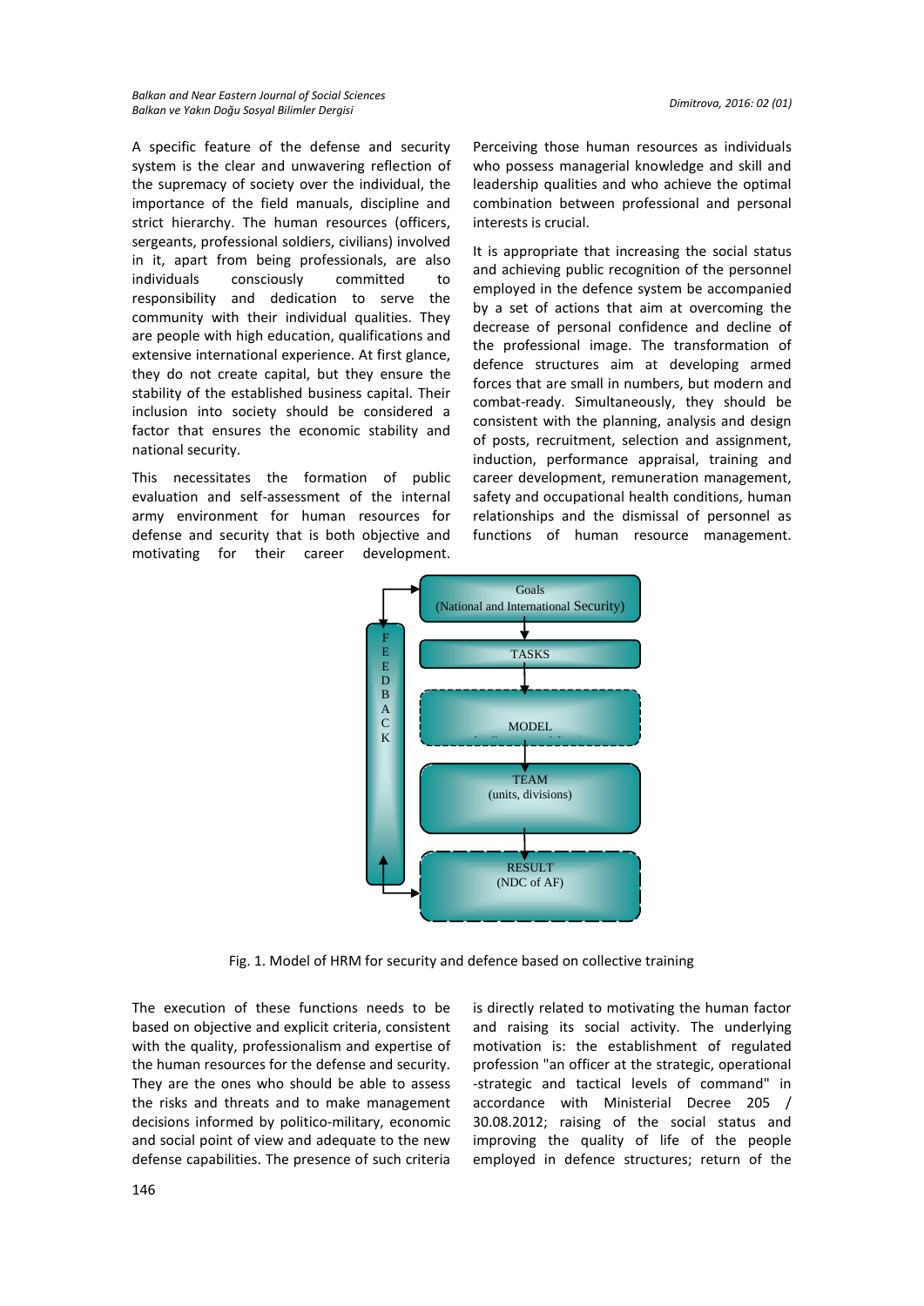A specific feature of the defense and security system is the clear and unwavering reflection of the supremacy of society over the individual, the importance of the field manuals, discipline and strict hierarchy. The human resources (officers, sergeants, professional soldiers, civilians) involved in it, apart from being professionals, are also individuals consciously committed to responsibility and dedication to serve the community with their individual qualities. They are people with high education, qualifications and extensive international experience. At first glance, they do not create capital, but they ensure the stability of the established business capital. Their inclusion into society should be considered a factor that ensures the economic stability and national security.

This necessitates the formation of public evaluation and self-assessment of the internal army environment for human resources for defense and security that is both objective and motivating for their career development. Perceiving those human resources as individuals who possess managerial knowledge and skill and leadership qualities and who achieve the optimal combination between professional and personal interests is crucial.

It is appropriate that increasing the social status and achieving public recognition of the personnel employed in the defence system be accompanied by a set of actions that aim at overcoming the decrease of personal confidence and decline of the professional image. The transformation of defence structures aim at developing armed forces that are small in numbers, but modern and combat-ready. Simultaneously, they should be consistent with the planning, analysis and design of posts, recruitment, selection and assignment, induction, performance appraisal, training and career development, remuneration management, safety and occupational health conditions, human relationships and the dismissal of personnel as functions of human resource management.

Fig. 1. Model of HRM for security and defence based on collective training

The execution of these functions needs to be based on objective and explicit criteria, consistent with the quality, professionalism and expertise of the human resources for the defense and security. They are the ones who should be able to assess the risks and threats and to make management decisions informed by politico-military, economic and social point of view and adequate to the new defense capabilities. The presence of such criteria is directly related to motivating the human factor and raising its social activity. The underlying motivation is: the establishment of regulated profession "an officer at the strategic, operational -strategic and tactical levels of command" in accordance with Ministerial Decree 205 / 30.08.2012; raising of the social status and improving the quality of life of the people employed in defence structures; return of the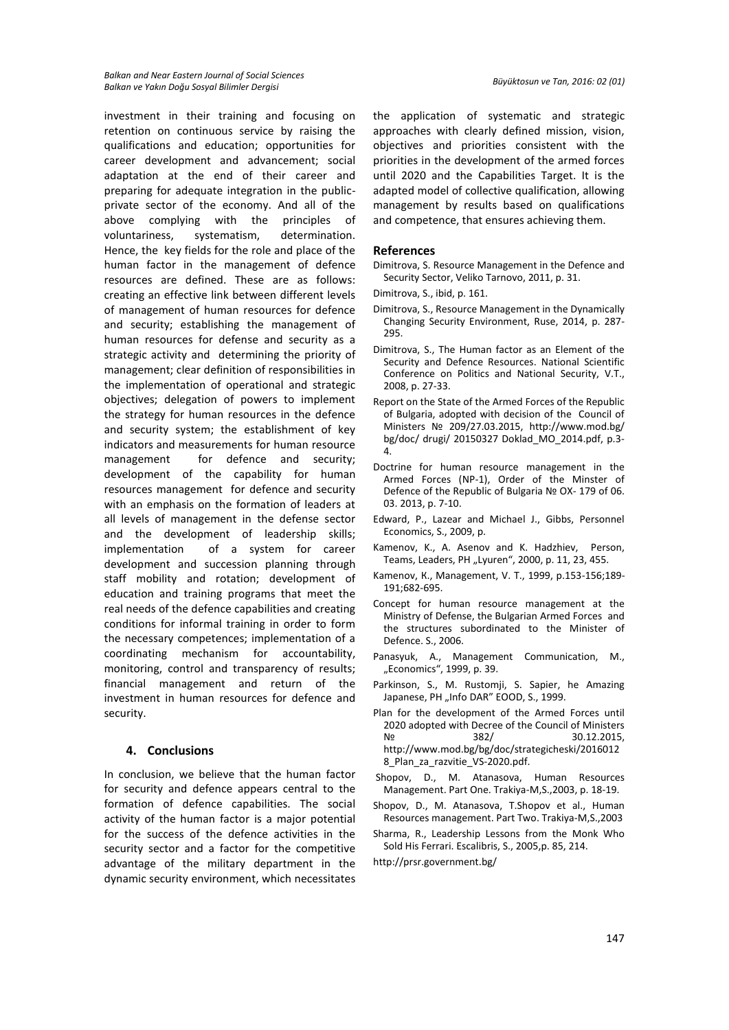investment in their training and focusing on retention on continuous service by raising the qualifications and education; opportunities for career development and advancement; social adaptation at the end of their career and preparing for adequate integration in the public-private sector of the economy. And all of the above complying with the principles of voluntariness, systematism, determination. Hence, the key fields for the role and place of the human factor in the management of defence resources are defined. These are as follows: creating an effective link between different levels of management of human resources for defence and security; establishing the management of human resources for defense and security as a strategic activity and determining the priority of management; clear definition of responsibilities in the implementation of operational and strategic objectives; delegation of powers to implement the strategy for human resources in the defence and security system; the establishment of key indicators and measurements for human resource management for defence and security; development of the capability for human resources management for defence and security with an emphasis on the formation of leaders at all levels of management in the defense sector and the development of leadership skills; implementation of a system for career development and succession planning through staff mobility and rotation; development of education and training programs that meet the real needs of the defence capabilities and creating conditions for informal training in order to form the necessary competences; implementation of a coordinating mechanism for accountability, monitoring, control and transparency of results; financial management and return of the investment in human resources for defence and security.

## 4. Conclusions

In conclusion, we believe that the human factor for security and defence appears central to the formation of defence capabilities. The social activity of the human factor is a major potential for the success of the defence activities in the security sector and a factor for the competitive advantage of the military department in the dynamic security environment, which necessitates the application of systematic and strategic approaches with clearly defined mission, vision, objectives and priorities consistent with the priorities in the development of the armed forces until 2020 and the Capabilities Target. It is the adapted model of collective qualification, allowing management by results based on qualifications and competence, that ensures achieving them.

## References

Dimitrova, S. Resource Management in the Defence and Security Sector, Veliko Tarnovo, 2011, p. 31.

Dimitrova, S., ibid, p. 161.

Dimitrova, S., Resource Management in the Dynamically Changing Security Environment, Ruse, 2014, p. 287-295.

Dimitrova, S., The Human factor as an Element of the Security and Defence Resources. National Scientific Conference on Politics and National Security, V.T., 2008, p. 27-33.

Report on the State of the Armed Forces of the Republic of Bulgaria, adopted with decision of the Council of Ministers № 209/27.03.2015, http://www.mod.bg/ bg/doc/ drugi/ 20150327 Doklad_MO_2014.pdf, p.3-4.

Doctrine for human resource management in the Armed Forces (NP-1), Order of the Minster of Defence of the Republic of Bulgaria № OX- 179 of 06. 03. 2013, p. 7-10.

Edward, P., Lazear and Michael J., Gibbs, Personnel Economics, S., 2009, p.

Kamenov, K., A. Asenov and K. Hadzhiev, Person, Teams, Leaders, PH „Lyuren“, 2000, p. 11, 23, 455.

Kamenov, K., Management, V. T., 1999, p.153-156;189-191;682-695.

Concept for human resource management at the Ministry of Defense, the Bulgarian Armed Forces and the structures subordinated to the Minister of Defence. S., 2006.

Panasyuk, A., Management Communication, M., „Economics“, 1999, p. 39.

Parkinson, S., M. Rustomji, S. Sapier, he Amazing Japanese, PH „Info DAR" EOOD, S., 1999.

Plan for the development of the Armed Forces until 2020 adopted with Decree of the Council of Ministers № 382/ 30.12.2015, http://www.mod.bg/bg/doc/strategicheski/20160128_Plan_za_razvitie_VS-2020.pdf.

Shopov, D., M. Atanasova, Human Resources Management. Part One. Trakiya-M,S.,2003, p. 18-19.

Shopov, D., M. Atanasova, T.Shopov et al., Human Resources management. Part Two. Trakiya-M,S.,2003

Sharma, R., Leadership Lessons from the Monk Who Sold His Ferrari. Escalibris, S., 2005,p. 85, 214.

http://prsr.government.bg/